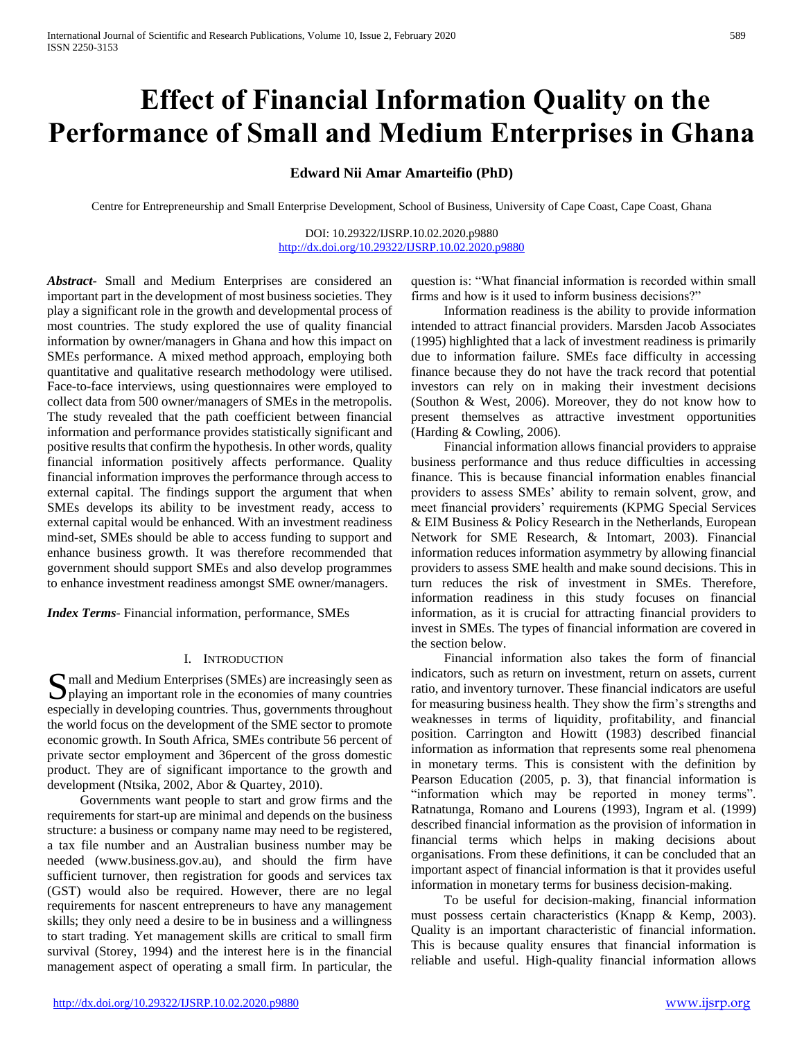# Effect of Financial Information Quality on the Performance of Small and Medium Enterprises in Ghana

**Edward Nii Amar Amarteifio (PhD)**

Centre for Entrepreneurship and Small Enterprise Development, School of Business, University of Cape Coast, Cape Coast, Ghana

DOI: 10.29322/IJSRP.10.02.2020.p9880
http://dx.doi.org/10.29322/IJSRP.10.02.2020.p9880

***Abstract***- Small and Medium Enterprises are considered an important part in the development of most business societies. They play a significant role in the growth and developmental process of most countries. The study explored the use of quality financial information by owner/managers in Ghana and how this impact on SMEs performance. A mixed method approach, employing both quantitative and qualitative research methodology were utilised. Face-to-face interviews, using questionnaires were employed to collect data from 500 owner/managers of SMEs in the metropolis. The study revealed that the path coefficient between financial information and performance provides statistically significant and positive results that confirm the hypothesis. In other words, quality financial information positively affects performance. Quality financial information improves the performance through access to external capital. The findings support the argument that when SMEs develops its ability to be investment ready, access to external capital would be enhanced. With an investment readiness mind-set, SMEs should be able to access funding to support and enhance business growth. It was therefore recommended that government should support SMEs and also develop programmes to enhance investment readiness amongst SME owner/managers.

***Index Terms***- Financial information, performance, SMEs

## I. Introduction

Small and Medium Enterprises (SMEs) are increasingly seen as playing an important role in the economies of many countries especially in developing countries. Thus, governments throughout the world focus on the development of the SME sector to promote economic growth. In South Africa, SMEs contribute 56 percent of private sector employment and 36percent of the gross domestic product. They are of significant importance to the growth and development (Ntsika, 2002, Abor & Quartey, 2010).

Governments want people to start and grow firms and the requirements for start-up are minimal and depends on the business structure: a business or company name may need to be registered, a tax file number and an Australian business number may be needed (www.business.gov.au), and should the firm have sufficient turnover, then registration for goods and services tax (GST) would also be required. However, there are no legal requirements for nascent entrepreneurs to have any management skills; they only need a desire to be in business and a willingness to start trading. Yet management skills are critical to small firm survival (Storey, 1994) and the interest here is in the financial management aspect of operating a small firm. In particular, the question is: "What financial information is recorded within small firms and how is it used to inform business decisions?"

Information readiness is the ability to provide information intended to attract financial providers. Marsden Jacob Associates (1995) highlighted that a lack of investment readiness is primarily due to information failure. SMEs face difficulty in accessing finance because they do not have the track record that potential investors can rely on in making their investment decisions (Southon & West, 2006). Moreover, they do not know how to present themselves as attractive investment opportunities (Harding & Cowling, 2006).

Financial information allows financial providers to appraise business performance and thus reduce difficulties in accessing finance. This is because financial information enables financial providers to assess SMEs' ability to remain solvent, grow, and meet financial providers' requirements (KPMG Special Services & EIM Business & Policy Research in the Netherlands, European Network for SME Research, & Intomart, 2003). Financial information reduces information asymmetry by allowing financial providers to assess SME health and make sound decisions. This in turn reduces the risk of investment in SMEs. Therefore, information readiness in this study focuses on financial information, as it is crucial for attracting financial providers to invest in SMEs. The types of financial information are covered in the section below.

Financial information also takes the form of financial indicators, such as return on investment, return on assets, current ratio, and inventory turnover. These financial indicators are useful for measuring business health. They show the firm's strengths and weaknesses in terms of liquidity, profitability, and financial position. Carrington and Howitt (1983) described financial information as information that represents some real phenomena in monetary terms. This is consistent with the definition by Pearson Education (2005, p. 3), that financial information is "information which may be reported in money terms". Ratnatunga, Romano and Lourens (1993), Ingram et al. (1999) described financial information as the provision of information in financial terms which helps in making decisions about organisations. From these definitions, it can be concluded that an important aspect of financial information is that it provides useful information in monetary terms for business decision-making.

To be useful for decision-making, financial information must possess certain characteristics (Knapp & Kemp, 2003). Quality is an important characteristic of financial information. This is because quality ensures that financial information is reliable and useful. High-quality financial information allows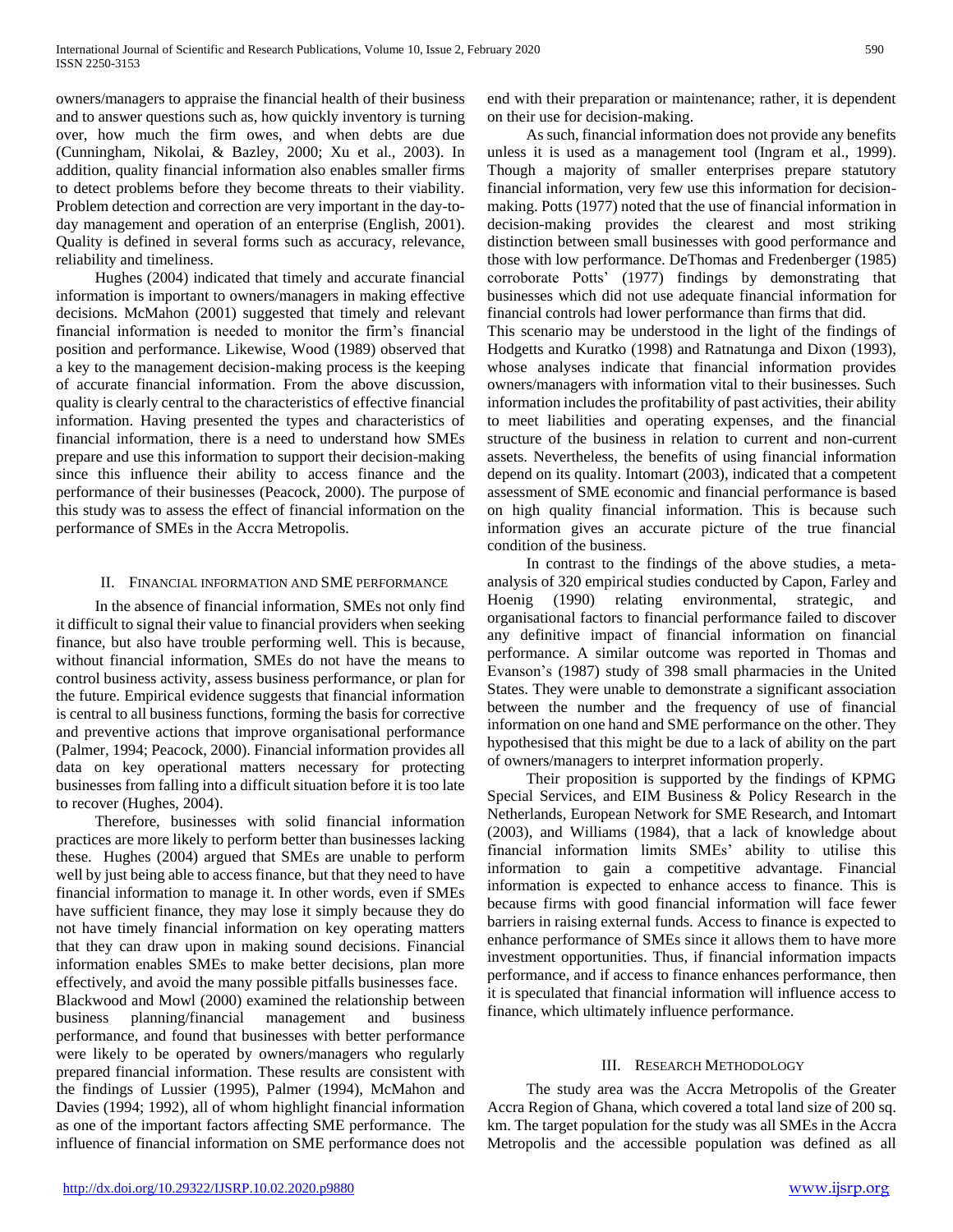owners/managers to appraise the financial health of their business and to answer questions such as, how quickly inventory is turning over, how much the firm owes, and when debts are due (Cunningham, Nikolai, & Bazley, 2000; Xu et al., 2003). In addition, quality financial information also enables smaller firms to detect problems before they become threats to their viability. Problem detection and correction are very important in the day-to-day management and operation of an enterprise (English, 2001). Quality is defined in several forms such as accuracy, relevance, reliability and timeliness.

Hughes (2004) indicated that timely and accurate financial information is important to owners/managers in making effective decisions. McMahon (2001) suggested that timely and relevant financial information is needed to monitor the firm's financial position and performance. Likewise, Wood (1989) observed that a key to the management decision-making process is the keeping of accurate financial information. From the above discussion, quality is clearly central to the characteristics of effective financial information. Having presented the types and characteristics of financial information, there is a need to understand how SMEs prepare and use this information to support their decision-making since this influence their ability to access finance and the performance of their businesses (Peacock, 2000). The purpose of this study was to assess the effect of financial information on the performance of SMEs in the Accra Metropolis.

## II. Financial information and SME performance

In the absence of financial information, SMEs not only find it difficult to signal their value to financial providers when seeking finance, but also have trouble performing well. This is because, without financial information, SMEs do not have the means to control business activity, assess business performance, or plan for the future. Empirical evidence suggests that financial information is central to all business functions, forming the basis for corrective and preventive actions that improve organisational performance (Palmer, 1994; Peacock, 2000). Financial information provides all data on key operational matters necessary for protecting businesses from falling into a difficult situation before it is too late to recover (Hughes, 2004).

Therefore, businesses with solid financial information practices are more likely to perform better than businesses lacking these. Hughes (2004) argued that SMEs are unable to perform well by just being able to access finance, but that they need to have financial information to manage it. In other words, even if SMEs have sufficient finance, they may lose it simply because they do not have timely financial information on key operating matters that they can draw upon in making sound decisions. Financial information enables SMEs to make better decisions, plan more effectively, and avoid the many possible pitfalls businesses face.

Blackwood and Mowl (2000) examined the relationship between business planning/financial management and business performance, and found that businesses with better performance were likely to be operated by owners/managers who regularly prepared financial information. These results are consistent with the findings of Lussier (1995), Palmer (1994), McMahon and Davies (1994; 1992), all of whom highlight financial information as one of the important factors affecting SME performance. The influence of financial information on SME performance does not end with their preparation or maintenance; rather, it is dependent on their use for decision-making.

As such, financial information does not provide any benefits unless it is used as a management tool (Ingram et al., 1999). Though a majority of smaller enterprises prepare statutory financial information, very few use this information for decision-making. Potts (1977) noted that the use of financial information in decision-making provides the clearest and most striking distinction between small businesses with good performance and those with low performance. DeThomas and Fredenberger (1985) corroborate Potts' (1977) findings by demonstrating that businesses which did not use adequate financial information for financial controls had lower performance than firms that did.

This scenario may be understood in the light of the findings of Hodgetts and Kuratko (1998) and Ratnatunga and Dixon (1993), whose analyses indicate that financial information provides owners/managers with information vital to their businesses. Such information includes the profitability of past activities, their ability to meet liabilities and operating expenses, and the financial structure of the business in relation to current and non-current assets. Nevertheless, the benefits of using financial information depend on its quality. Intomart (2003), indicated that a competent assessment of SME economic and financial performance is based on high quality financial information. This is because such information gives an accurate picture of the true financial condition of the business.

In contrast to the findings of the above studies, a meta-analysis of 320 empirical studies conducted by Capon, Farley and Hoenig (1990) relating environmental, strategic, and organisational factors to financial performance failed to discover any definitive impact of financial information on financial performance. A similar outcome was reported in Thomas and Evanson's (1987) study of 398 small pharmacies in the United States. They were unable to demonstrate a significant association between the number and the frequency of use of financial information on one hand and SME performance on the other. They hypothesised that this might be due to a lack of ability on the part of owners/managers to interpret information properly.

Their proposition is supported by the findings of KPMG Special Services, and EIM Business & Policy Research in the Netherlands, European Network for SME Research, and Intomart (2003), and Williams (1984), that a lack of knowledge about financial information limits SMEs' ability to utilise this information to gain a competitive advantage. Financial information is expected to enhance access to finance. This is because firms with good financial information will face fewer barriers in raising external funds. Access to finance is expected to enhance performance of SMEs since it allows them to have more investment opportunities. Thus, if financial information impacts performance, and if access to finance enhances performance, then it is speculated that financial information will influence access to finance, which ultimately influence performance.

## III. Research Methodology

The study area was the Accra Metropolis of the Greater Accra Region of Ghana, which covered a total land size of 200 sq. km. The target population for the study was all SMEs in the Accra Metropolis and the accessible population was defined as all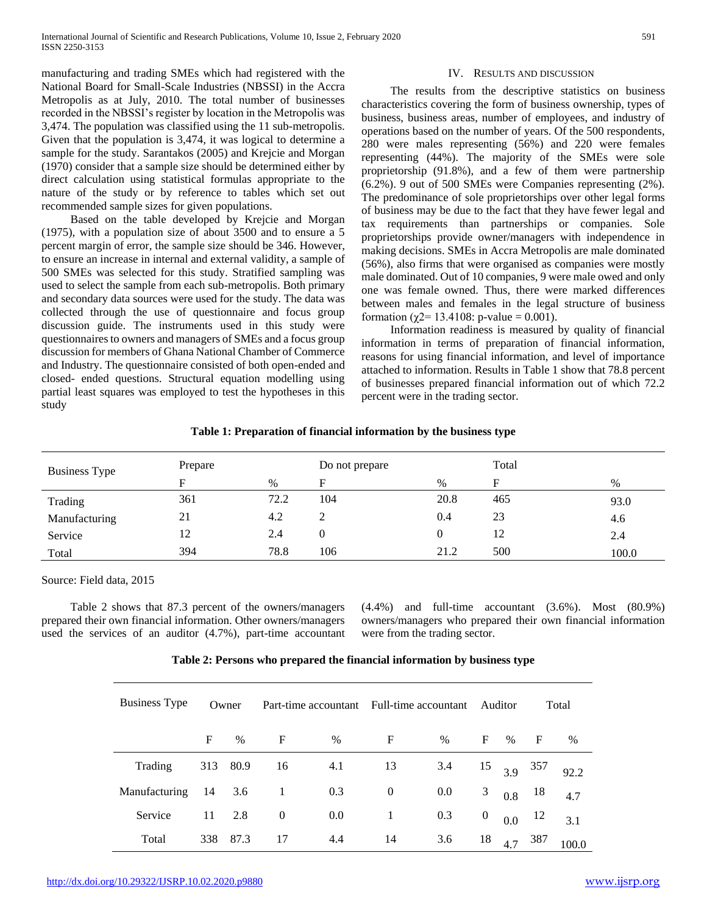manufacturing and trading SMEs which had registered with the National Board for Small-Scale Industries (NBSSI) in the Accra Metropolis as at July, 2010. The total number of businesses recorded in the NBSSI's register by location in the Metropolis was 3,474. The population was classified using the 11 sub-metropolis. Given that the population is 3,474, it was logical to determine a sample for the study. Sarantakos (2005) and Krejcie and Morgan (1970) consider that a sample size should be determined either by direct calculation using statistical formulas appropriate to the nature of the study or by reference to tables which set out recommended sample sizes for given populations.

Based on the table developed by Krejcie and Morgan (1975), with a population size of about 3500 and to ensure a 5 percent margin of error, the sample size should be 346. However, to ensure an increase in internal and external validity, a sample of 500 SMEs was selected for this study. Stratified sampling was used to select the sample from each sub-metropolis. Both primary and secondary data sources were used for the study. The data was collected through the use of questionnaire and focus group discussion guide. The instruments used in this study were questionnaires to owners and managers of SMEs and a focus group discussion for members of Ghana National Chamber of Commerce and Industry. The questionnaire consisted of both open-ended and closed- ended questions. Structural equation modelling using partial least squares was employed to test the hypotheses in this study

## IV. Results and Discussion

The results from the descriptive statistics on business characteristics covering the form of business ownership, types of business, business areas, number of employees, and industry of operations based on the number of years. Of the 500 respondents, 280 were males representing (56%) and 220 were females representing (44%). The majority of the SMEs were sole proprietorship (91.8%), and a few of them were partnership (6.2%). 9 out of 500 SMEs were Companies representing (2%). The predominance of sole proprietorships over other legal forms of business may be due to the fact that they have fewer legal and tax requirements than partnerships or companies. Sole proprietorships provide owner/managers with independence in making decisions. SMEs in Accra Metropolis are male dominated (56%), also firms that were organised as companies were mostly male dominated. Out of 10 companies, 9 were male owed and only one was female owned. Thus, there were marked differences between males and females in the legal structure of business formation ($\chi2$= 13.4108: p-value = 0.001).

Information readiness is measured by quality of financial information in terms of preparation of financial information, reasons for using financial information, and level of importance attached to information. Results in Table 1 show that 78.8 percent of businesses prepared financial information out of which 72.2 percent were in the trading sector.

**Table 1: Preparation of financial information by the business type**

| Business Type | Prepare | | Do not prepare | | Total | |
|---|---|---|---|---|---|---|
| | F | % | F | % | F | % |
| Trading | 361 | 72.2 | 104 | 20.8 | 465 | 93.0 |
| Manufacturing | 21 | 4.2 | 2 | 0.4 | 23 | 4.6 |
| Service | 12 | 2.4 | 0 | 0 | 12 | 2.4 |
| Total | 394 | 78.8 | 106 | 21.2 | 500 | 100.0 |

Source: Field data, 2015

Table 2 shows that 87.3 percent of the owners/managers prepared their own financial information. Other owners/managers used the services of an auditor (4.7%), part-time accountant (4.4%) and full-time accountant (3.6%). Most (80.9%) owners/managers who prepared their own financial information were from the trading sector.

**Table 2: Persons who prepared the financial information by business type**

| Business Type | Owner | | Part-time accountant | | Full-time accountant | | Auditor | | Total | |
|---|---|---|---|---|---|---|---|---|---|---|
| | F | % | F | % | F | % | F | % | F | % |
| Trading | 313 | 80.9 | 16 | 4.1 | 13 | 3.4 | 15 | 3.9 | 357 | 92.2 |
| Manufacturing | 14 | 3.6 | 1 | 0.3 | 0 | 0.0 | 3 | 0.8 | 18 | 4.7 |
| Service | 11 | 2.8 | 0 | 0.0 | 1 | 0.3 | 0 | 0.0 | 12 | 3.1 |
| Total | 338 | 87.3 | 17 | 4.4 | 14 | 3.6 | 18 | 4.7 | 387 | 100.0 |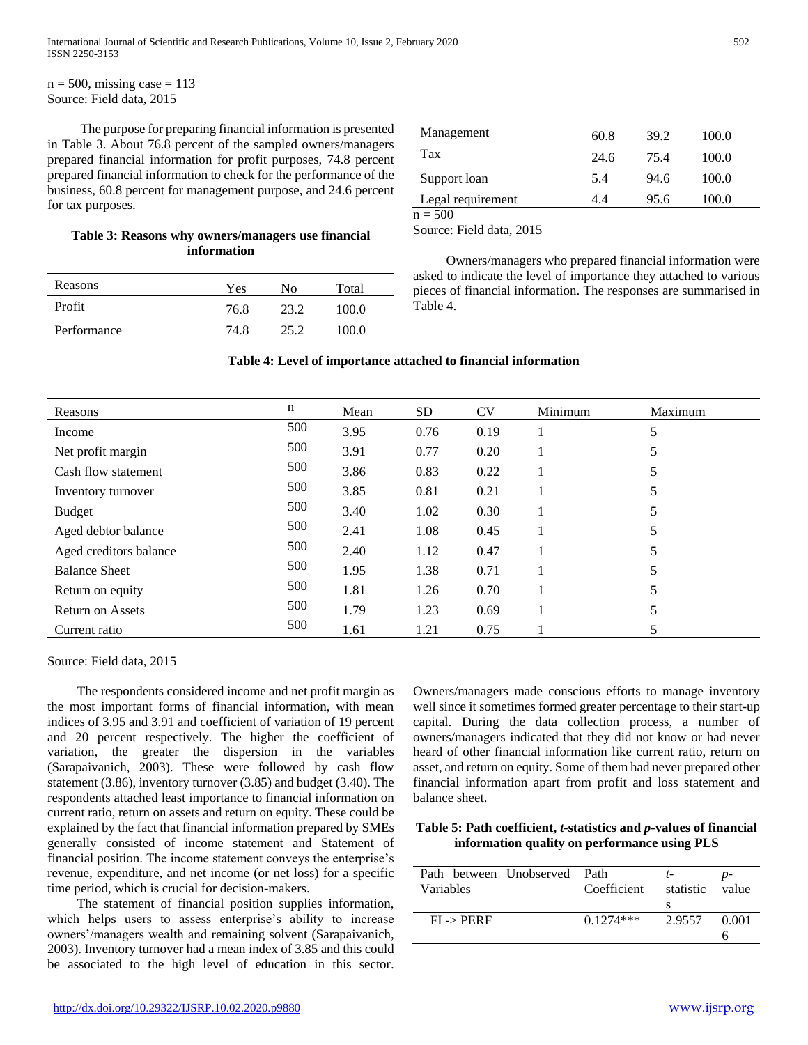n = 500, missing case = 113
Source: Field data, 2015

The purpose for preparing financial information is presented in Table 3. About 76.8 percent of the sampled owners/managers prepared financial information for profit purposes, 74.8 percent prepared financial information to check for the performance of the business, 60.8 percent for management purpose, and 24.6 percent for tax purposes.

**Table 3: Reasons why owners/managers use financial information**

| Reasons | Yes | No | Total |
|---|---|---|---|
| Profit | 76.8 | 23.2 | 100.0 |
| Performance | 74.8 | 25.2 | 100.0 |
| Management | 60.8 | 39.2 | 100.0 |
| Tax | 24.6 | 75.4 | 100.0 |
| Support loan | 5.4 | 94.6 | 100.0 |
| Legal requirement | 4.4 | 95.6 | 100.0 |

n = 500
Source: Field data, 2015

Owners/managers who prepared financial information were asked to indicate the level of importance they attached to various pieces of financial information. The responses are summarised in Table 4.

**Table 4: Level of importance attached to financial information**

| Reasons | n | Mean | SD | CV | Minimum | Maximum |
|---|---|---|---|---|---|---|
| Income | 500 | 3.95 | 0.76 | 0.19 | 1 | 5 |
| Net profit margin | 500 | 3.91 | 0.77 | 0.20 | 1 | 5 |
| Cash flow statement | 500 | 3.86 | 0.83 | 0.22 | 1 | 5 |
| Inventory turnover | 500 | 3.85 | 0.81 | 0.21 | 1 | 5 |
| Budget | 500 | 3.40 | 1.02 | 0.30 | 1 | 5 |
| Aged debtor balance | 500 | 2.41 | 1.08 | 0.45 | 1 | 5 |
| Aged creditors balance | 500 | 2.40 | 1.12 | 0.47 | 1 | 5 |
| Balance Sheet | 500 | 1.95 | 1.38 | 0.71 | 1 | 5 |
| Return on equity | 500 | 1.81 | 1.26 | 0.70 | 1 | 5 |
| Return on Assets | 500 | 1.79 | 1.23 | 0.69 | 1 | 5 |
| Current ratio | 500 | 1.61 | 1.21 | 0.75 | 1 | 5 |

Source: Field data, 2015

The respondents considered income and net profit margin as the most important forms of financial information, with mean indices of 3.95 and 3.91 and coefficient of variation of 19 percent and 20 percent respectively. The higher the coefficient of variation, the greater the dispersion in the variables (Sarapaivanich, 2003). These were followed by cash flow statement (3.86), inventory turnover (3.85) and budget (3.40). The respondents attached least importance to financial information on current ratio, return on assets and return on equity. These could be explained by the fact that financial information prepared by SMEs generally consisted of income statement and Statement of financial position. The income statement conveys the enterprise's revenue, expenditure, and net income (or net loss) for a specific time period, which is crucial for decision-makers.

The statement of financial position supplies information, which helps users to assess enterprise's ability to increase owners'/managers wealth and remaining solvent (Sarapaivanich, 2003). Inventory turnover had a mean index of 3.85 and this could be associated to the high level of education in this sector. Owners/managers made conscious efforts to manage inventory well since it sometimes formed greater percentage to their start-up capital. During the data collection process, a number of owners/managers indicated that they did not know or had never heard of other financial information like current ratio, return on asset, and return on equity. Some of them had never prepared other financial information apart from profit and loss statement and balance sheet.

**Table 5: Path coefficient, *t*-statistics and *p*-values of financial information quality on performance using PLS**

| Path between Unobserved Variables | Path Coefficient | *t*-statistics | *p*-value |
|---|---|---|---|
| FI -> PERF | 0.1274*** | 2.9557 | 0.0016 |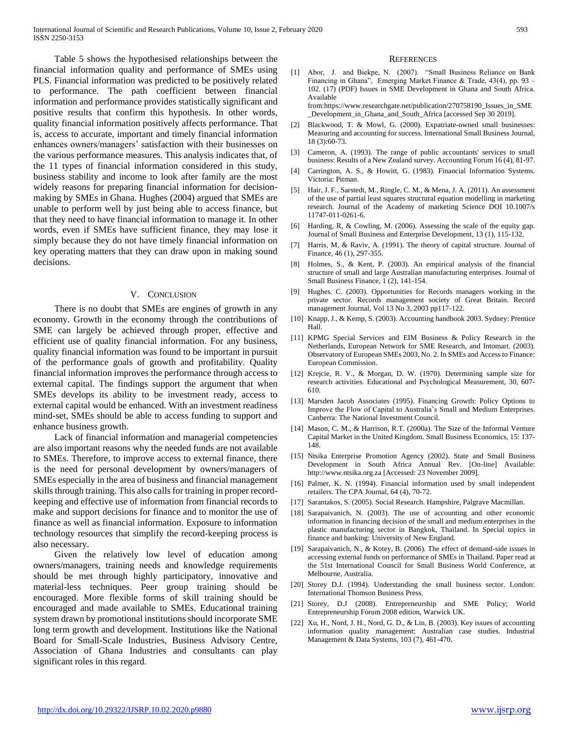Table 5 shows the hypothesised relationships between the financial information quality and performance of SMEs using PLS. Financial information was predicted to be positively related to performance. The path coefficient between financial information and performance provides statistically significant and positive results that confirm this hypothesis. In other words, quality financial information positively affects performance. That is, access to accurate, important and timely financial information enhances owners/managers' satisfaction with their businesses on the various performance measures. This analysis indicates that, of the 11 types of financial information considered in this study, business stability and income to look after family are the most widely reasons for preparing financial information for decision-making by SMEs in Ghana. Hughes (2004) argued that SMEs are unable to perform well by just being able to access finance, but that they need to have financial information to manage it. In other words, even if SMEs have sufficient finance, they may lose it simply because they do not have timely financial information on key operating matters that they can draw upon in making sound decisions.

## V. Conclusion

There is no doubt that SMEs are engines of growth in any economy. Growth in the economy through the contributions of SME can largely be achieved through proper, effective and efficient use of quality financial information. For any business, quality financial information was found to be important in pursuit of the performance goals of growth and profitability. Quality financial information improves the performance through access to external capital. The findings support the argument that when SMEs develops its ability to be investment ready, access to external capital would be enhanced. With an investment readiness mind-set, SMEs should be able to access funding to support and enhance business growth.

Lack of financial information and managerial competencies are also important reasons why the needed funds are not available to SMEs. Therefore, to improve access to external finance, there is the need for personal development by owners/managers of SMEs especially in the area of business and financial management skills through training. This also calls for training in proper record-keeping and effective use of information from financial records to make and support decisions for finance and to monitor the use of finance as well as financial information. Exposure to information technology resources that simplify the record-keeping process is also necessary.

Given the relatively low level of education among owners/managers, training needs and knowledge requirements should be met through highly participatory, innovative and material-less techniques. Peer group training should be encouraged. More flexible forms of skill training should be encouraged and made available to SMEs. Educational training system drawn by promotional institutions should incorporate SME long term growth and development. Institutions like the National Board for Small-Scale Industries, Business Advisory Centre, Association of Ghana Industries and consultants can play significant roles in this regard.

## References

[1] Abor, J. and Biekpe, N. (2007). "Small Business Reliance on Bank Financing in Ghana", Emerging Market Finance & Trade, 43(4), pp. 93 – 102. (17) (PDF) Issues in SME Development in Ghana and South Africa. Available from:https://www.researchgate.net/publication/270758190_Issues_in_SME_Development_in_Ghana_and_South_Africa [accessed Sep 30 2019].

[2] Blackwood, T. & Mowl, G. (2000). Expatriate-owned small businesses: Measuring and accounting for success. International Small Business Journal, 18 (3):60-73.

[3] Cameron, A. (1993). The range of public accountants' services to small business: Results of a New Zealand survey. Accounting Forum 16 (4), 81-97.

[4] Carrington, A. S., & Howitt, G. (1983). Financial Information Systems. Victoria: Pitman.

[5] Hair, J. F., Sarstedt, M., Ringle, C. M., & Mena, J. A. (2011). An assessment of the use of partial least squares structural equation modelling in marketing research. Journal of the Academy of marketing Science DOI 10.1007/s 11747-011-0261-6.

[6] Harding, R, & Cowling, M. (2006). Assessing the scale of the equity gap. Journal of Small Business and Enterprise Development, 13 (1), 115-132.

[7] Harris, M, & Raviv, A. (1991). The theory of capital structure. Journal of Finance, 46 (1), 297-355.

[8] Holmes, S., & Kent, P. (2003). An empirical analysis of the financial structure of small and large Australian manufacturing enterprises. Journal of Small Business Finance, 1 (2), 141-154.

[9] Hughes. C. (2003). Opportunities for Records managers working in the private sector. Records management society of Great Britain. Record management Journal, Vol 13 No 3, 2003 pp117-122.

[10] Knapp, J., & Kemp, S. (2003). Accounting handbook 2003. Sydney: Prentice Hall.

[11] KPMG Special Services and EIM Business & Policy Research in the Netherlands, European Network for SME Research, and Intomart. (2003). Observatory of European SMEs 2003, No. 2. In SMEs and Access to Finance: European Commission.

[12] Krejcie, R. V., & Morgan, D. W. (1970). Determining sample size for research activities. Educational and Psychological Measurement, 30, 607-610.

[13] Marsden Jacob Associates (1995). Financing Growth: Policy Options to Improve the Flow of Capital to Australia's Small and Medium Enterprises. Canberra: The National Investment Council.

[14] Mason, C. M., & Harrison, R.T. (2000a). The Size of the Informal Venture Capital Market in the United Kingdom. Small Business Economics, 15: 137-148.

[15] Ntsika Enterprise Promotion Agency (2002). State and Small Business Development in South Africa Annual Rev. [On-line] Available: http://www.ntsika.org.za [Accessed: 23 November 2009].

[16] Palmer, K. N. (1994). Financial information used by small independent retailers. The CPA Journal, 64 (4), 70-72.

[17] Sarantakos, S. (2005). Social Research. Hampshire, Palgrave Macmillan.

[18] Sarapaivanich, N. (2003). The use of accounting and other economic information in financing decision of the small and medium enterprises in the plastic manufacturing sector in Bangkok, Thailand. In Special topics in finance and banking: University of New England.

[19] Sarapaivanich, N., & Kotey, B. (2006). The effect of demand-side issues in accessing external funds on performance of SMEs in Thailand. Paper read at the 51st International Council for Small Business World Conference, at Melbourne, Australia.

[20] Storey D.J. (1994). Understanding the small business sector. London: International Thomson Business Press.

[21] Storey, D.J (2008). Entrepreneurship and SME Policy; World Entrepreneurship Forum 2008 edition, Warwick UK.

[22] Xu, H., Nord, J. H., Nord, G. D., & Lin, B. (2003). Key issues of accounting information quality management: Australian case studies. Industrial Management & Data Systems, 103 (7), 461-470.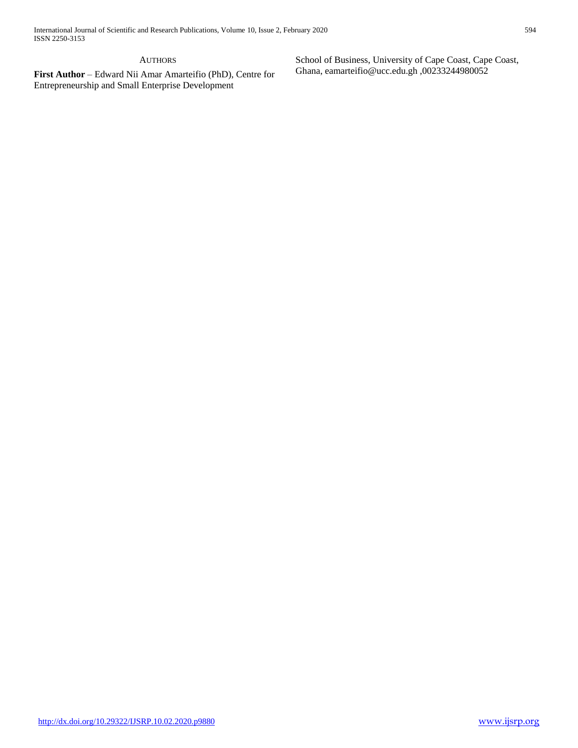AUTHORS

**First Author** – Edward Nii Amar Amarteifio (PhD), Centre for Entrepreneurship and Small Enterprise Development School of Business, University of Cape Coast, Cape Coast, Ghana, eamarteifio@ucc.edu.gh ,00233244980052